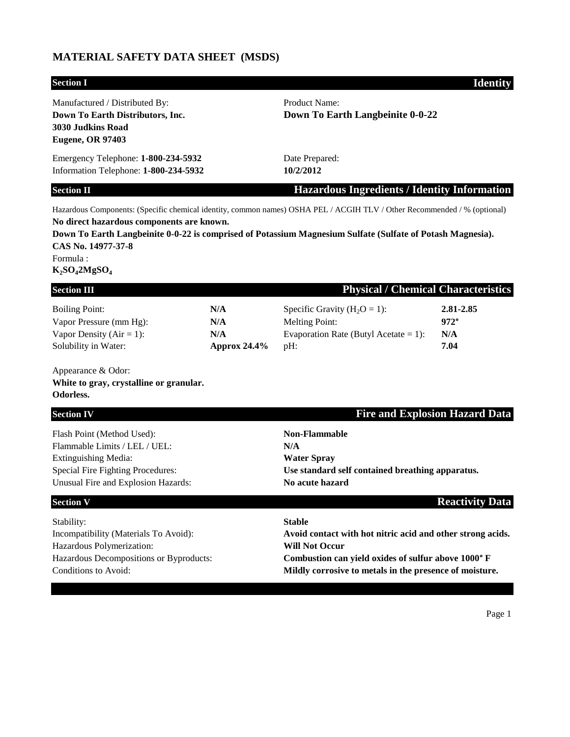# MATERIAL SAFETY DATA SHEET (MSDS)

## Section I — Identity

Manufactured / Distributed By:
**Down To Earth Distributors, Inc.**
**3030 Judkins Road**
**Eugene, OR 97403**

Product Name:
**Down To Earth Langbeinite 0-0-22**

Emergency Telephone: **1-800-234-5932**
Information Telephone: **1-800-234-5932**

Date Prepared:
**10/2/2012**

## Section II — Hazardous Ingredients / Identity Information

Hazardous Components: (Specific chemical identity, common names) OSHA PEL / ACGIH TLV / Other Recommended / % (optional)

**No direct hazardous components are known.**

**Down To Earth Langbeinite 0-0-22 is comprised of Potassium Magnesium Sulfate (Sulfate of Potash Magnesia).**

**CAS No. 14977-37-8**

Formula :

**$K_2SO_42MgSO_4$**

## Section III — Physical / Chemical Characteristics

| | | | |
|---|---|---|---|
| Boiling Point: | **N/A** | Specific Gravity ($H_2O$ = 1): | **2.81-2.85** |
| Vapor Pressure (mm Hg): | **N/A** | Melting Point: | **972°** |
| Vapor Density (Air = 1): | **N/A** | Evaporation Rate (Butyl Acetate = 1): | **N/A** |
| Solubility in Water: | **Approx 24.4%** | pH: | **7.04** |

Appearance & Odor:
**White to gray, crystalline or granular.**
**Odorless.**

## Section IV — Fire and Explosion Hazard Data

| | |
|---|---|
| Flash Point (Method Used): | **Non-Flammable** |
| Flammable Limits / LEL / UEL: | **N/A** |
| Extinguishing Media: | **Water Spray** |
| Special Fire Fighting Procedures: | **Use standard self contained breathing apparatus.** |
| Unusual Fire and Explosion Hazards: | **No acute hazard** |

## Section V — Reactivity Data

| | |
|---|---|
| Stability: | **Stable** |
| Incompatibility (Materials To Avoid): | **Avoid contact with hot nitric acid and other strong acids.** |
| Hazardous Polymerization: | **Will Not Occur** |
| Hazardous Decompositions or Byproducts: | **Combustion can yield oxides of sulfur above 1000° F** |
| Conditions to Avoid: | **Mildly corrosive to metals in the presence of moisture.** |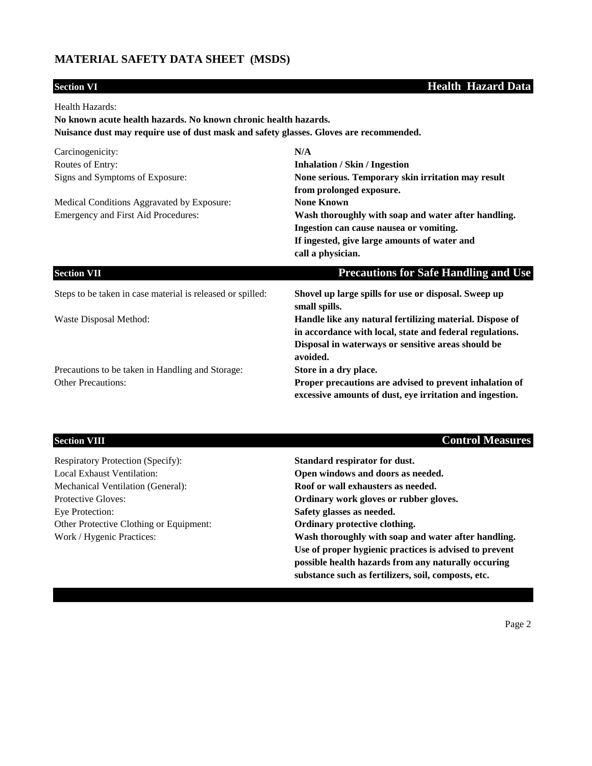# MATERIAL SAFETY DATA SHEET (MSDS)

## Section VI — Health Hazard Data

Health Hazards:

**No known acute health hazards. No known chronic health hazards.**
**Nuisance dust may require use of dust mask and safety glasses. Gloves are recommended.**

| | |
|---|---|
| Carcinogenicity: | **N/A** |
| Routes of Entry: | **Inhalation / Skin / Ingestion** |
| Signs and Symptoms of Exposure: | **None serious. Temporary skin irritation may result from prolonged exposure.** |
| Medical Conditions Aggravated by Exposure: | **None Known** |
| Emergency and First Aid Procedures: | **Wash thoroughly with soap and water after handling. Ingestion can cause nausea or vomiting. If ingested, give large amounts of water and call a physician.** |

## Section VII — Precautions for Safe Handling and Use

| | |
|---|---|
| Steps to be taken in case material is released or spilled: | **Shovel up large spills for use or disposal. Sweep up small spills.** |
| Waste Disposal Method: | **Handle like any natural fertilizing material. Dispose of in accordance with local, state and federal regulations. Disposal in waterways or sensitive areas should be avoided.** |
| Precautions to be taken in Handling and Storage: | **Store in a dry place.** |
| Other Precautions: | **Proper precautions are advised to prevent inhalation of excessive amounts of dust, eye irritation and ingestion.** |

## Section VIII — Control Measures

| | |
|---|---|
| Respiratory Protection (Specify): | **Standard respirator for dust.** |
| Local Exhaust Ventilation: | **Open windows and doors as needed.** |
| Mechanical Ventilation (General): | **Roof or wall exhausters as needed.** |
| Protective Gloves: | **Ordinary work gloves or rubber gloves.** |
| Eye Protection: | **Safety glasses as needed.** |
| Other Protective Clothing or Equipment: | **Ordinary protective clothing.** |
| Work / Hygenic Practices: | **Wash thoroughly with soap and water after handling. Use of proper hygienic practices is advised to prevent possible health hazards from any naturally occuring substance such as fertilizers, soil, composts, etc.** |